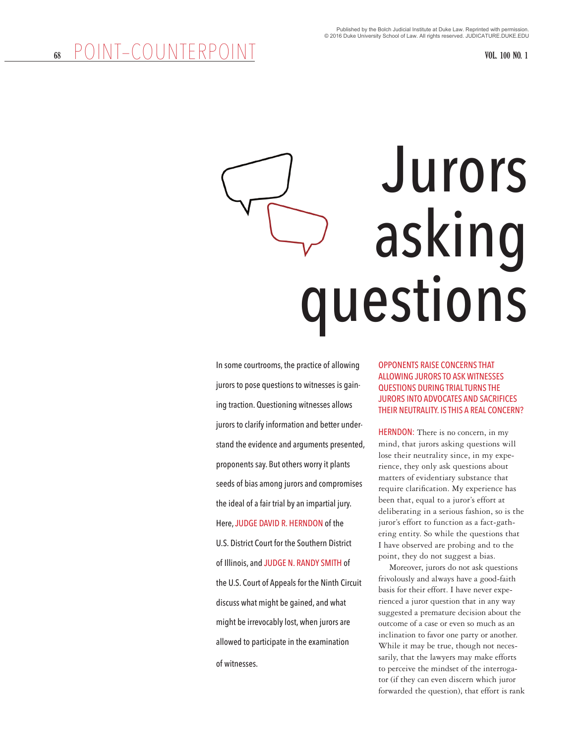# Jurors asking questions

In some courtrooms, the practice of allowing jurors to pose questions to witnesses is gaining traction. Questioning witnesses allows jurors to clarify information and better understand the evidence and arguments presented, proponents say. But others worry it plants seeds of bias among jurors and compromises the ideal of a fair trial by an impartial jury. Here, JUDGE DAVID R. HERNDON of the U.S. District Court for the Southern District of Illinois, and JUDGE N. RANDY SMITH of the U.S. Court of Appeals for the Ninth Circuit discuss what might be gained, and what might be irrevocably lost, when jurors are allowed to participate in the examination of witnesses.

OPPONENTS RAISE CONCERNS THAT ALLOWING JURORS TO ASK WITNESSES QUESTIONS DURING TRIAL TURNS THE JURORS INTO ADVOCATES AND SACRIFICES THEIR NEUTRALITY. IS THIS A REAL CONCERN?

HERNDON: There is no concern, in my mind, that jurors asking questions will lose their neutrality since, in my experience, they only ask questions about matters of evidentiary substance that require clarification. My experience has been that, equal to a juror's effort at deliberating in a serious fashion, so is the juror's effort to function as a fact-gathering entity. So while the questions that I have observed are probing and to the point, they do not suggest a bias.

Moreover, jurors do not ask questions frivolously and always have a good-faith basis for their effort. I have never experienced a juror question that in any way suggested a premature decision about the outcome of a case or even so much as an inclination to favor one party or another. While it may be true, though not necessarily, that the lawyers may make efforts to perceive the mindset of the interrogator (if they can even discern which juror forwarded the question), that effort is rank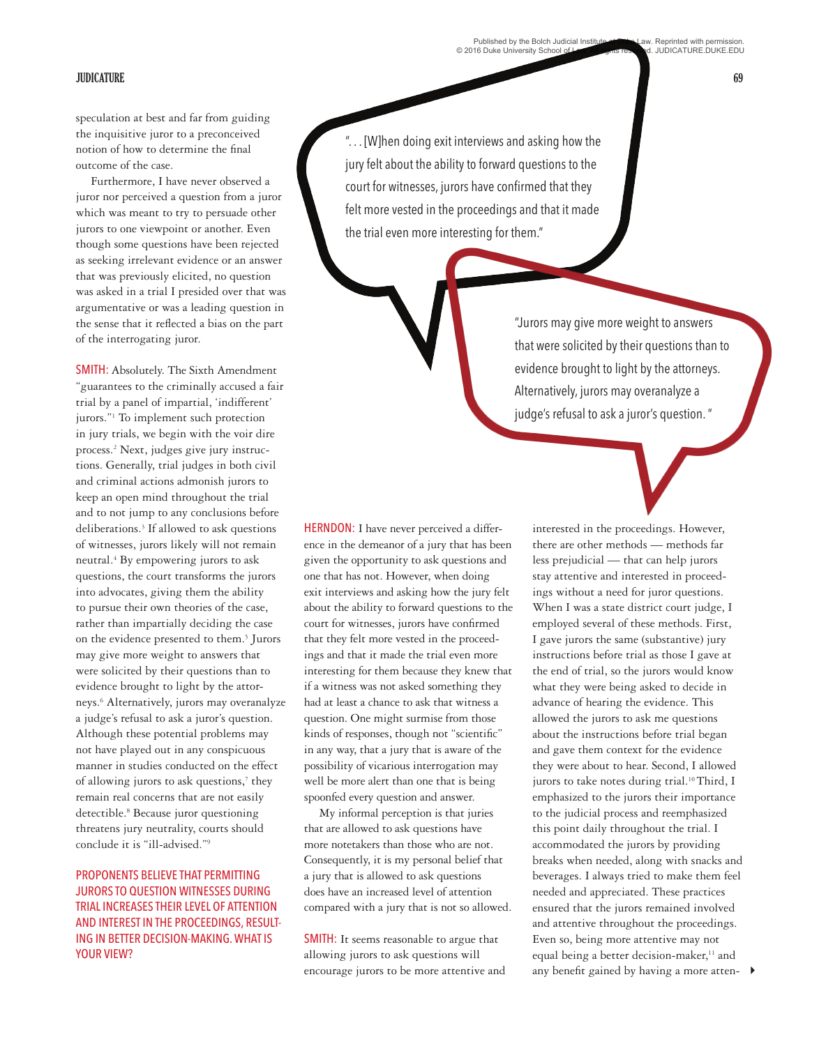speculation at best and far from guiding the inquisitive juror to a preconceived notion of how to determine the final outcome of the case.

Furthermore, I have never observed a juror nor perceived a question from a juror which was meant to try to persuade other jurors to one viewpoint or another. Even though some questions have been rejected as seeking irrelevant evidence or an answer that was previously elicited, no question was asked in a trial I presided over that was argumentative or was a leading question in the sense that it reflected a bias on the part of the interrogating juror.

SMITH: Absolutely. The Sixth Amendment "guarantees to the criminally accused a fair trial by a panel of impartial, 'indifferent' jurors."[1] To implement such protection in jury trials, we begin with the voir dire process.[2] Next, judges give jury instructions. Generally, trial judges in both civil and criminal actions admonish jurors to keep an open mind throughout the trial and to not jump to any conclusions before deliberations.[3] If allowed to ask questions of witnesses, jurors likely will not remain neutral.[4] By empowering jurors to ask questions, the court transforms the jurors into advocates, giving them the ability to pursue their own theories of the case, rather than impartially deciding the case on the evidence presented to them.[5] Jurors may give more weight to answers that were solicited by their questions than to evidence brought to light by the attorneys.[6] Alternatively, jurors may overanalyze a judge's refusal to ask a juror's question. Although these potential problems may not have played out in any conspicuous manner in studies conducted on the effect of allowing jurors to ask questions,[7] they remain real concerns that are not easily detectible.[8] Because juror questioning threatens jury neutrality, courts should conclude it is "ill-advised."[9]

> "...[W]hen doing exit interviews and asking how the jury felt about the ability to forward questions to the court for witnesses, jurors have confirmed that they felt more vested in the proceedings and that it made the trial even more interesting for them."

> "Jurors may give more weight to answers that were solicited by their questions than to evidence brought to light by the attorneys. Alternatively, jurors may overanalyze a judge's refusal to ask a juror's question."

**PROPONENTS BELIEVE THAT PERMITTING JURORS TO QUESTION WITNESSES DURING TRIAL INCREASES THEIR LEVEL OF ATTENTION AND INTEREST IN THE PROCEEDINGS, RESULTING IN BETTER DECISION-MAKING. WHAT IS YOUR VIEW?**

HERNDON: I have never perceived a difference in the demeanor of a jury that has been given the opportunity to ask questions and one that has not. However, when doing exit interviews and asking how the jury felt about the ability to forward questions to the court for witnesses, jurors have confirmed that they felt more vested in the proceedings and that it made the trial even more interesting for them because they knew that if a witness was not asked something they had at least a chance to ask that witness a question. One might surmise from those kinds of responses, though not "scientific" in any way, that a jury that is aware of the possibility of vicarious interrogation may well be more alert than one that is being spoonfed every question and answer.

My informal perception is that juries that are allowed to ask questions have more notetakers than those who are not. Consequently, it is my personal belief that a jury that is allowed to ask questions does have an increased level of attention compared with a jury that is not so allowed.

SMITH: It seems reasonable to argue that allowing jurors to ask questions will encourage jurors to be more attentive and interested in the proceedings. However, there are other methods — methods far less prejudicial — that can help jurors stay attentive and interested in proceedings without a need for juror questions. When I was a state district court judge, I employed several of these methods. First, I gave jurors the same (substantive) jury instructions before trial as those I gave at the end of trial, so the jurors would know what they were being asked to decide in advance of hearing the evidence. This allowed the jurors to ask me questions about the instructions before trial began and gave them context for the evidence they were about to hear. Second, I allowed jurors to take notes during trial.[10] Third, I emphasized to the jurors their importance to the judicial process and reemphasized this point daily throughout the trial. I accommodated the jurors by providing breaks when needed, along with snacks and beverages. I always tried to make them feel needed and appreciated. These practices ensured that the jurors remained involved and attentive throughout the proceedings. Even so, being more attentive may not equal being a better decision-maker,[11] and any benefit gained by having a more atten-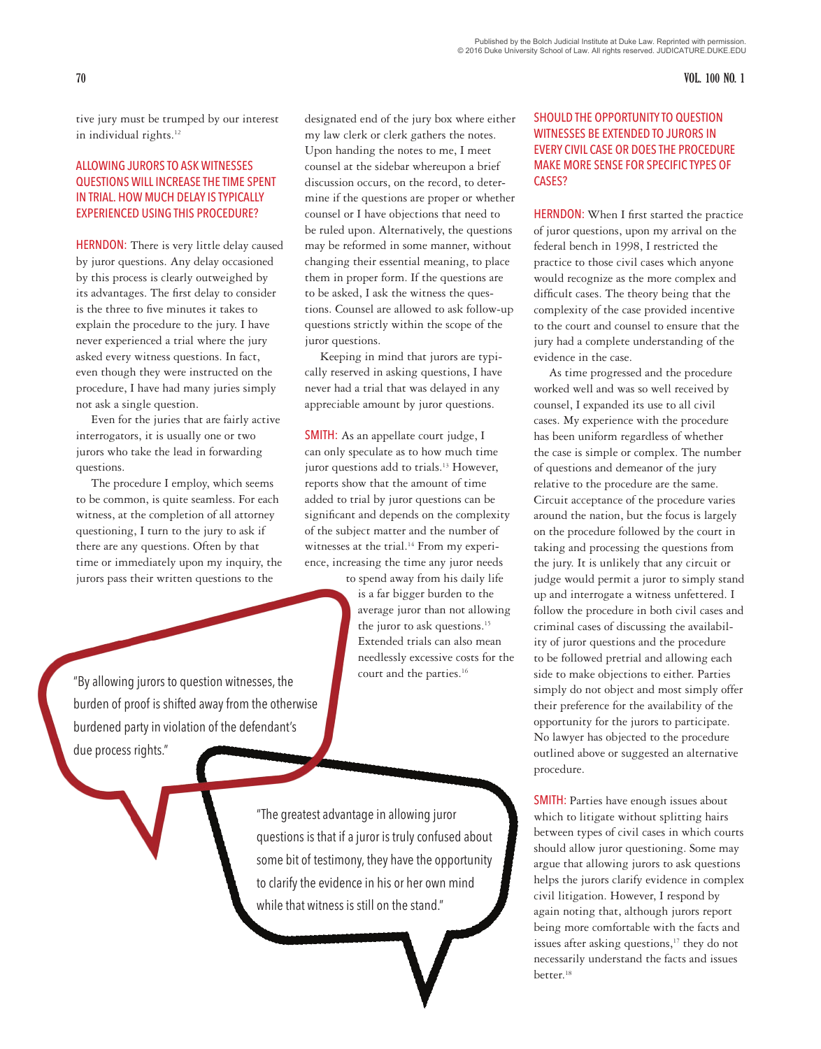tive jury must be trumped by our interest in individual rights.[12]

## ALLOWING JURORS TO ASK WITNESSES QUESTIONS WILL INCREASE THE TIME SPENT IN TRIAL. HOW MUCH DELAY IS TYPICALLY EXPERIENCED USING THIS PROCEDURE?

HERNDON: There is very little delay caused by juror questions. Any delay occasioned by this process is clearly outweighed by its advantages. The first delay to consider is the three to five minutes it takes to explain the procedure to the jury. I have never experienced a trial where the jury asked every witness questions. In fact, even though they were instructed on the procedure, I have had many juries simply not ask a single question.

Even for the juries that are fairly active interrogators, it is usually one or two jurors who take the lead in forwarding questions.

The procedure I employ, which seems to be common, is quite seamless. For each witness, at the completion of all attorney questioning, I turn to the jury to ask if there are any questions. Often by that time or immediately upon my inquiry, the jurors pass their written questions to the designated end of the jury box where either my law clerk or clerk gathers the notes. Upon handing the notes to me, I meet counsel at the sidebar whereupon a brief discussion occurs, on the record, to determine if the questions are proper or whether counsel or I have objections that need to be ruled upon. Alternatively, the questions may be reformed in some manner, without changing their essential meaning, to place them in proper form. If the questions are to be asked, I ask the witness the questions. Counsel are allowed to ask follow-up questions strictly within the scope of the juror questions.

Keeping in mind that jurors are typically reserved in asking questions, I have never had a trial that was delayed in any appreciable amount by juror questions.

SMITH: As an appellate court judge, I can only speculate as to how much time juror questions add to trials.[13] However, reports show that the amount of time added to trial by juror questions can be significant and depends on the complexity of the subject matter and the number of witnesses at the trial.[14] From my experience, increasing the time any juror needs to spend away from his daily life is a far bigger burden to the average juror than not allowing the juror to ask questions.[15] Extended trials can also mean needlessly excessive costs for the court and the parties.[16]

> "By allowing jurors to question witnesses, the burden of proof is shifted away from the otherwise burdened party in violation of the defendant's due process rights."

> "The greatest advantage in allowing juror questions is that if a juror is truly confused about some bit of testimony, they have the opportunity to clarify the evidence in his or her own mind while that witness is still on the stand."

## SHOULD THE OPPORTUNITY TO QUESTION WITNESSES BE EXTENDED TO JURORS IN EVERY CIVIL CASE OR DOES THE PROCEDURE MAKE MORE SENSE FOR SPECIFIC TYPES OF CASES?

HERNDON: When I first started the practice of juror questions, upon my arrival on the federal bench in 1998, I restricted the practice to those civil cases which anyone would recognize as the more complex and difficult cases. The theory being that the complexity of the case provided incentive to the court and counsel to ensure that the jury had a complete understanding of the evidence in the case.

As time progressed and the procedure worked well and was so well received by counsel, I expanded its use to all civil cases. My experience with the procedure has been uniform regardless of whether the case is simple or complex. The number of questions and demeanor of the jury relative to the procedure are the same. Circuit acceptance of the procedure varies around the nation, but the focus is largely on the procedure followed by the court in taking and processing the questions from the jury. It is unlikely that any circuit or judge would permit a juror to simply stand up and interrogate a witness unfettered. I follow the procedure in both civil cases and criminal cases of discussing the availability of juror questions and the procedure to be followed pretrial and allowing each side to make objections to either. Parties simply do not object and most simply offer their preference for the availability of the opportunity for the jurors to participate. No lawyer has objected to the procedure outlined above or suggested an alternative procedure.

SMITH: Parties have enough issues about which to litigate without splitting hairs between types of civil cases in which courts should allow juror questioning. Some may argue that allowing jurors to ask questions helps the jurors clarify evidence in complex civil litigation. However, I respond by again noting that, although jurors report being more comfortable with the facts and issues after asking questions,[17] they do not necessarily understand the facts and issues better.[18]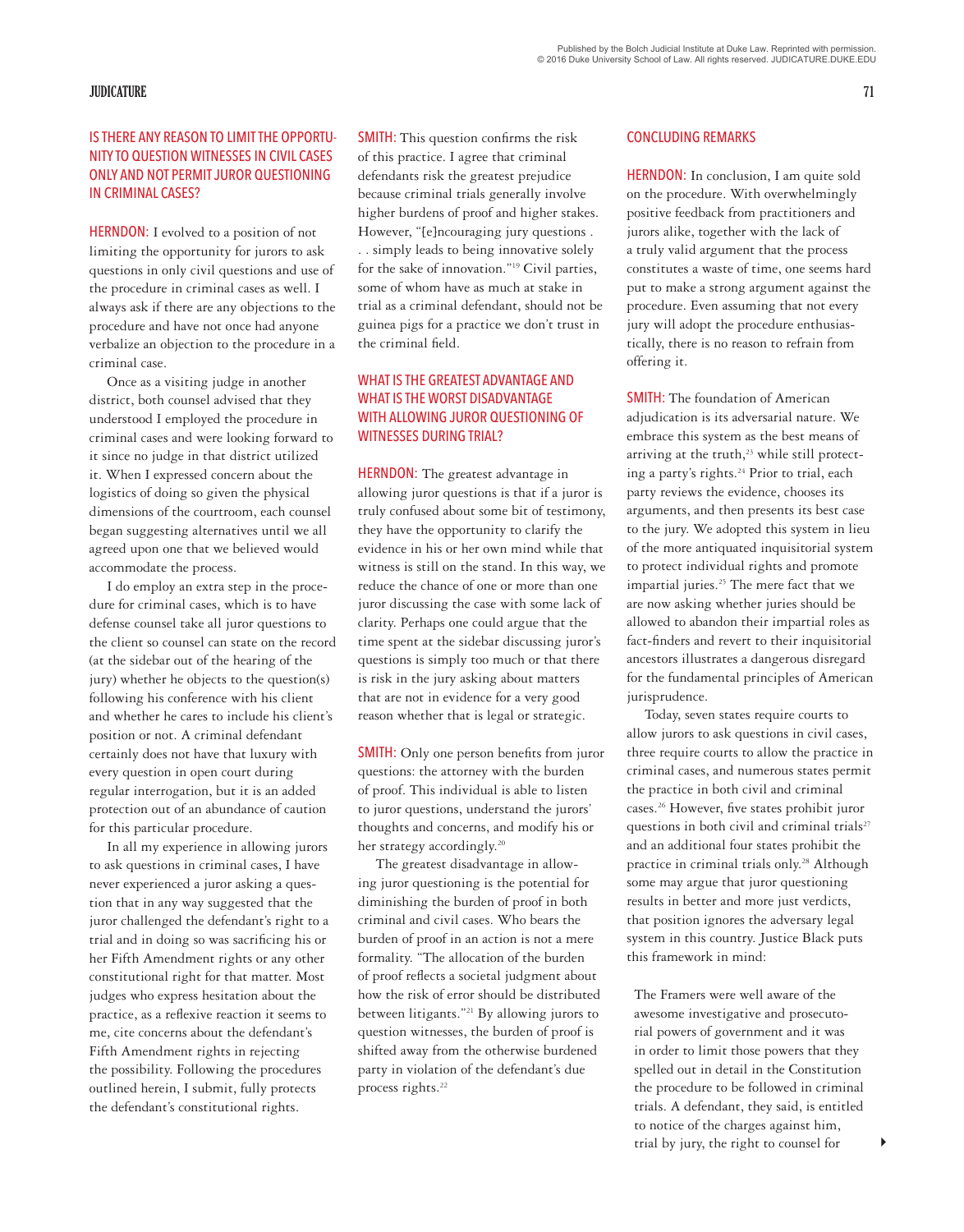## IS THERE ANY REASON TO LIMIT THE OPPORTUNITY TO QUESTION WITNESSES IN CIVIL CASES ONLY AND NOT PERMIT JUROR QUESTIONING IN CRIMINAL CASES?

**HERNDON:** I evolved to a position of not limiting the opportunity for jurors to ask questions in only civil questions and use of the procedure in criminal cases as well. I always ask if there are any objections to the procedure and have not once had anyone verbalize an objection to the procedure in a criminal case.

Once as a visiting judge in another district, both counsel advised that they understood I employed the procedure in criminal cases and were looking forward to it since no judge in that district utilized it. When I expressed concern about the logistics of doing so given the physical dimensions of the courtroom, each counsel began suggesting alternatives until we all agreed upon one that we believed would accommodate the process.

I do employ an extra step in the procedure for criminal cases, which is to have defense counsel take all juror questions to the client so counsel can state on the record (at the sidebar out of the hearing of the jury) whether he objects to the question(s) following his conference with his client and whether he cares to include his client's position or not. A criminal defendant certainly does not have that luxury with every question in open court during regular interrogation, but it is an added protection out of an abundance of caution for this particular procedure.

In all my experience in allowing jurors to ask questions in criminal cases, I have never experienced a juror asking a question that in any way suggested that the juror challenged the defendant's right to a trial and in doing so was sacrificing his or her Fifth Amendment rights or any other constitutional right for that matter. Most judges who express hesitation about the practice, as a reflexive reaction it seems to me, cite concerns about the defendant's Fifth Amendment rights in rejecting the possibility. Following the procedures outlined herein, I submit, fully protects the defendant's constitutional rights.

**SMITH:** This question confirms the risk of this practice. I agree that criminal defendants risk the greatest prejudice because criminal trials generally involve higher burdens of proof and higher stakes. However, "[e]ncouraging jury questions . . . simply leads to being innovative solely for the sake of innovation."[19] Civil parties, some of whom have as much at stake in trial as a criminal defendant, should not be guinea pigs for a practice we don't trust in the criminal field.

## WHAT IS THE GREATEST ADVANTAGE AND WHAT IS THE WORST DISADVANTAGE WITH ALLOWING JUROR QUESTIONING OF WITNESSES DURING TRIAL?

**HERNDON:** The greatest advantage in allowing juror questions is that if a juror is truly confused about some bit of testimony, they have the opportunity to clarify the evidence in his or her own mind while that witness is still on the stand. In this way, we reduce the chance of one or more than one juror discussing the case with some lack of clarity. Perhaps one could argue that the time spent at the sidebar discussing juror's questions is simply too much or that there is risk in the jury asking about matters that are not in evidence for a very good reason whether that is legal or strategic.

**SMITH:** Only one person benefits from juror questions: the attorney with the burden of proof. This individual is able to listen to juror questions, understand the jurors' thoughts and concerns, and modify his or her strategy accordingly.[20]

The greatest disadvantage in allowing juror questioning is the potential for diminishing the burden of proof in both criminal and civil cases. Who bears the burden of proof in an action is not a mere formality. "The allocation of the burden of proof reflects a societal judgment about how the risk of error should be distributed between litigants."[21] By allowing jurors to question witnesses, the burden of proof is shifted away from the otherwise burdened party in violation of the defendant's due process rights.[22]

## CONCLUDING REMARKS

**HERNDON:** In conclusion, I am quite sold on the procedure. With overwhelmingly positive feedback from practitioners and jurors alike, together with the lack of a truly valid argument that the process constitutes a waste of time, one seems hard put to make a strong argument against the procedure. Even assuming that not every jury will adopt the procedure enthusiastically, there is no reason to refrain from offering it.

**SMITH:** The foundation of American adjudication is its adversarial nature. We embrace this system as the best means of arriving at the truth,[23] while still protecting a party's rights.[24] Prior to trial, each party reviews the evidence, chooses its arguments, and then presents its best case to the jury. We adopted this system in lieu of the more antiquated inquisitorial system to protect individual rights and promote impartial juries.[25] The mere fact that we are now asking whether juries should be allowed to abandon their impartial roles as fact-finders and revert to their inquisitorial ancestors illustrates a dangerous disregard for the fundamental principles of American jurisprudence.

Today, seven states require courts to allow jurors to ask questions in civil cases, three require courts to allow the practice in criminal cases, and numerous states permit the practice in both civil and criminal cases.[26] However, five states prohibit juror questions in both civil and criminal trials[27] and an additional four states prohibit the practice in criminal trials only.[28] Although some may argue that juror questioning results in better and more just verdicts, that position ignores the adversary legal system in this country. Justice Black puts this framework in mind:

> The Framers were well aware of the awesome investigative and prosecutorial powers of government and it was in order to limit those powers that they spelled out in detail in the Constitution the procedure to be followed in criminal trials. A defendant, they said, is entitled to notice of the charges against him, trial by jury, the right to counsel for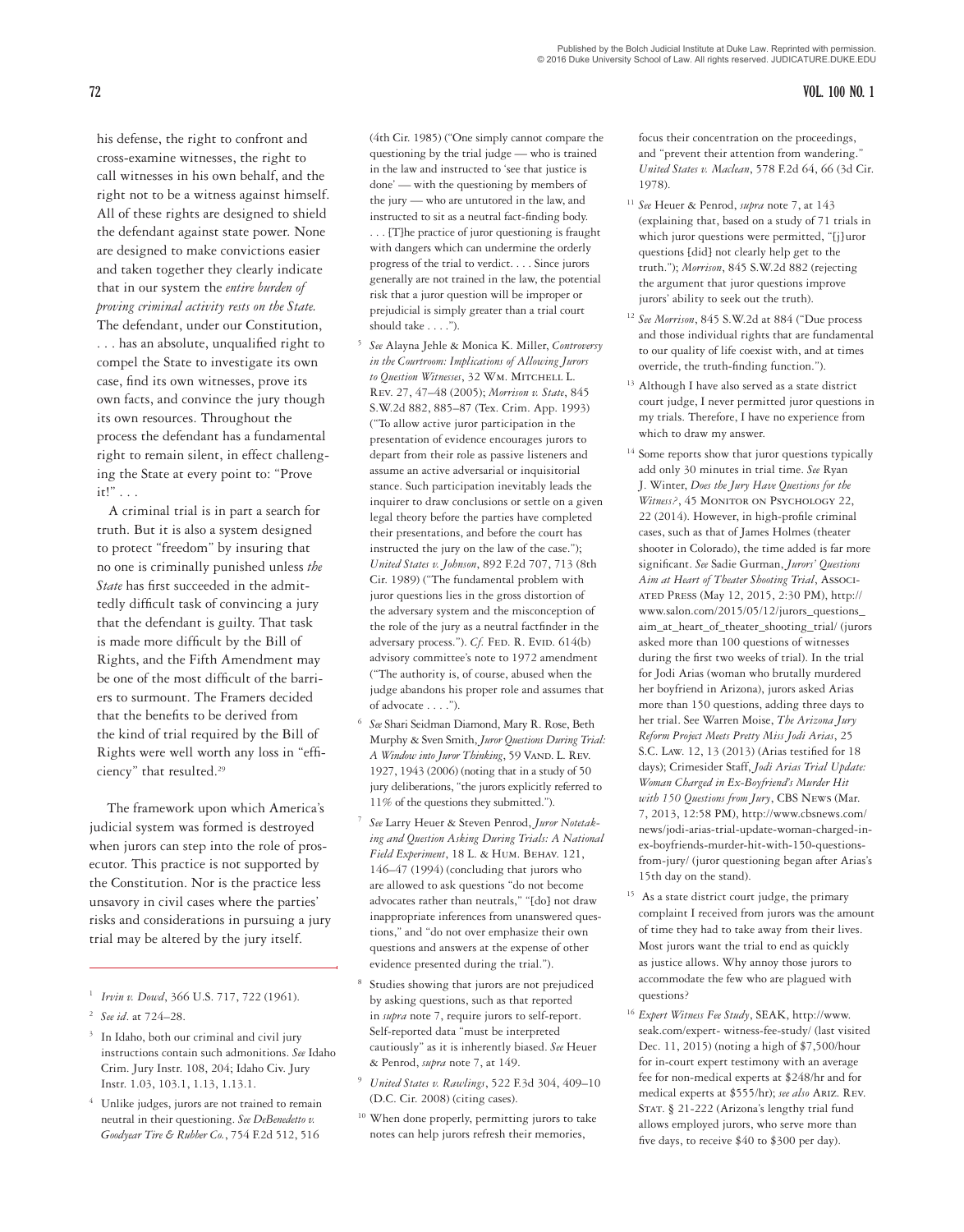his defense, the right to confront and cross-examine witnesses, the right to call witnesses in his own behalf, and the right not to be a witness against himself. All of these rights are designed to shield the defendant against state power. None are designed to make convictions easier and taken together they clearly indicate that in our system the *entire burden of proving criminal activity rests on the State.* The defendant, under our Constitution, . . . has an absolute, unqualified right to compel the State to investigate its own case, find its own witnesses, prove its own facts, and convince the jury though its own resources. Throughout the process the defendant has a fundamental right to remain silent, in effect challenging the State at every point to: "Prove it!" . . .

A criminal trial is in part a search for truth. But it is also a system designed to protect "freedom" by insuring that no one is criminally punished unless *the State* has first succeeded in the admittedly difficult task of convincing a jury that the defendant is guilty. That task is made more difficult by the Bill of Rights, and the Fifth Amendment may be one of the most difficult of the barriers to surmount. The Framers decided that the benefits to be derived from the kind of trial required by the Bill of Rights were well worth any loss in "efficiency" that resulted.[29]

The framework upon which America's judicial system was formed is destroyed when jurors can step into the role of prosecutor. This practice is not supported by the Constitution. Nor is the practice less unsavory in civil cases where the parties' risks and considerations in pursuing a jury trial may be altered by the jury itself.

---

1. *Irvin v. Dowd*, 366 U.S. 717, 722 (1961).
2. *See id.* at 724–28.
3. In Idaho, both our criminal and civil jury instructions contain such admonitions. *See* Idaho Crim. Jury Instr. 108, 204; Idaho Civ. Jury Instr. 1.03, 103.1, 1.13, 1.13.1.
4. Unlike judges, jurors are not trained to remain neutral in their questioning. *See DeBenedetto v. Goodyear Tire & Rubber Co.*, 754 F.2d 512, 516 (4th Cir. 1985) ("One simply cannot compare the questioning by the trial judge — who is trained in the law and instructed to 'see that justice is done' — with the questioning by members of the jury — who are untutored in the law, and instructed to sit as a neutral fact-finding body. . . . [T]he practice of juror questioning is fraught with dangers which can undermine the orderly progress of the trial to verdict. . . . Since jurors generally are not trained in the law, the potential risk that a juror question will be improper or prejudicial is simply greater than a trial court should take . . . .").
5. *See* Alayna Jehle & Monica K. Miller, *Controversy in the Courtroom: Implications of Allowing Jurors to Question Witnesses*, 32 Wm. Mitchell L. Rev. 27, 47–48 (2005); *Morrison v. State*, 845 S.W.2d 882, 885–87 (Tex. Crim. App. 1993) ("To allow active juror participation in the presentation of evidence encourages jurors to depart from their role as passive listeners and assume an active adversarial or inquisitorial stance. Such participation inevitably leads the inquirer to draw conclusions or settle on a given legal theory before the parties have completed their presentations, and before the court has instructed the jury on the law of the case."); *United States v. Johnson*, 892 F.2d 707, 713 (8th Cir. 1989) ("The fundamental problem with juror questions lies in the gross distortion of the adversary system and the misconception of the role of the jury as a neutral factfinder in the adversary process."). *Cf.* Fed. R. Evid. 614(b) advisory committee's note to 1972 amendment ("The authority is, of course, abused when the judge abandons his proper role and assumes that of advocate . . . .").
6. *See* Shari Seidman Diamond, Mary R. Rose, Beth Murphy & Sven Smith, *Juror Questions During Trial: A Window into Juror Thinking*, 59 Vand. L. Rev. 1927, 1943 (2006) (noting that in a study of 50 jury deliberations, "the jurors explicitly referred to 11% of the questions they submitted.").
7. *See* Larry Heuer & Steven Penrod, *Juror Notetaking and Question Asking During Trials: A National Field Experiment*, 18 L. & Hum. Behav. 121, 146–47 (1994) (concluding that jurors who are allowed to ask questions "do not become advocates rather than neutrals," "[do] not draw inappropriate inferences from unanswered questions," and "do not over emphasize their own questions and answers at the expense of other evidence presented during the trial.").
8. Studies showing that jurors are not prejudiced by asking questions, such as that reported in *supra* note 7, require jurors to self-report. Self-reported data "must be interpreted cautiously" as it is inherently biased. *See* Heuer & Penrod, *supra* note 7, at 149.
9. *United States v. Rawlings*, 522 F.3d 304, 409–10 (D.C. Cir. 2008) (citing cases).
10. When done properly, permitting jurors to take notes can help jurors refresh their memories, focus their concentration on the proceedings, and "prevent their attention from wandering." *United States v. Maclean*, 578 F.2d 64, 66 (3d Cir. 1978).
11. *See* Heuer & Penrod, *supra* note 7, at 143 (explaining that, based on a study of 71 trials in which juror questions were permitted, "[j]uror questions [did] not clearly help get to the truth."); *Morrison*, 845 S.W.2d 882 (rejecting the argument that juror questions improve jurors' ability to seek out the truth).
12. *See Morrison*, 845 S.W.2d at 884 ("Due process and those individual rights that are fundamental to our quality of life coexist with, and at times override, the truth-finding function.").
13. Although I have also served as a state district court judge, I never permitted juror questions in my trials. Therefore, I have no experience from which to draw my answer.
14. Some reports show that juror questions typically add only 30 minutes in trial time. *See* Ryan J. Winter, *Does the Jury Have Questions for the Witness?*, 45 Monitor on Psychology 22, 22 (2014). However, in high-profile criminal cases, such as that of James Holmes (theater shooter in Colorado), the time added is far more significant. *See* Sadie Gurman, *Jurors' Questions Aim at Heart of Theater Shooting Trial*, Associated Press (May 12, 2015, 2:30 PM), http://www.salon.com/2015/05/12/jurors_questions_aim_at_heart_of_theater_shooting_trial/ (jurors asked more than 100 questions of witnesses during the first two weeks of trial). In the trial for Jodi Arias (woman who brutally murdered her boyfriend in Arizona), jurors asked Arias more than 150 questions, adding three days to her trial. See Warren Moise, *The Arizona Jury Reform Project Meets Pretty Miss Jodi Arias*, 25 S.C. Law. 12, 13 (2013) (Arias testified for 18 days); Crimesider Staff, *Jodi Arias Trial Update: Woman Charged in Ex-Boyfriend's Murder Hit with 150 Questions from Jury*, CBS News (Mar. 7, 2013, 12:58 PM), http://www.cbsnews.com/news/jodi-arias-trial-update-woman-charged-in-ex-boyfriends-murder-hit-with-150-questions-from-jury/ (juror questioning began after Arias's 15th day on the stand).
15. As a state district court judge, the primary complaint I received from jurors was the amount of time they had to take away from their lives. Most jurors want the trial to end as quickly as justice allows. Why annoy those jurors to accommodate the few who are plagued with questions?
16. *Expert Witness Fee Study*, SEAK, http://www.seak.com/expert- witness-fee-study/ (last visited Dec. 11, 2015) (noting a high of $7,500/hour for in-court expert testimony with an average fee for non-medical experts at $248/hr and for medical experts at $555/hr); *see also* Ariz. Rev. Stat. § 21-222 (Arizona's lengthy trial fund allows employed jurors, who serve more than five days, to receive $40 to $300 per day).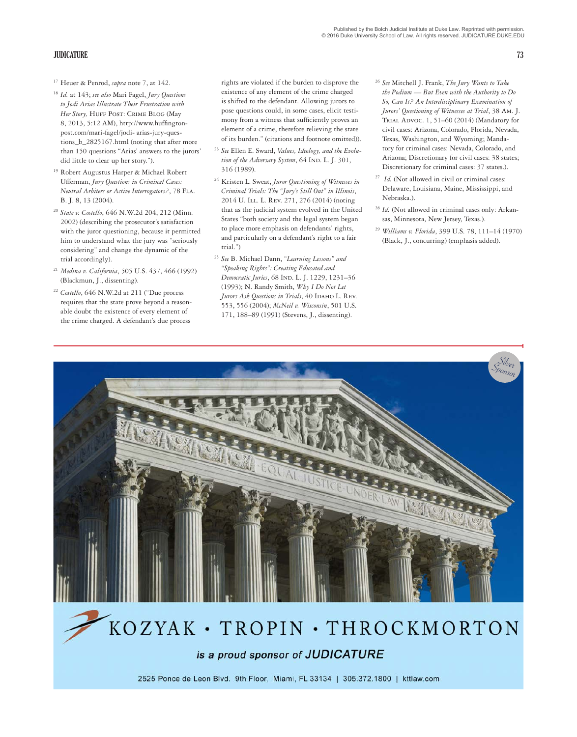[17] Heuer & Penrod, *supra* note 7, at 142.

[18] *Id.* at 143; *see also* Mari Fagel, *Jury Questions to Jodi Arias Illustrate Their Frustration with Her Story,* HUFF POST: CRIME BLOG (May 8, 2013, 5:12 AM), http://www.huffingtonpost.com/mari-fagel/jodi- arias-jury-questions_b_2825167.html (noting that after more than 150 questions "Arias' answers to the jurors' did little to clear up her story.").

[19] Robert Augustus Harper & Michael Robert Ufferman, *Jury Questions in Criminal Cases: Neutral Arbiters or Active Interrogators?*, 78 FLA. B. J. 8, 13 (2004).

[20] *State v. Costello*, 646 N.W.2d 204, 212 (Minn. 2002) (describing the prosecutor's satisfaction with the juror questioning, because it permitted him to understand what the jury was "seriously considering" and change the dynamic of the trial accordingly).

[21] *Medina v. California*, 505 U.S. 437, 466 (1992) (Blackmun, J., dissenting).

[22] *Costello*, 646 N.W.2d at 211 ("Due process requires that the state prove beyond a reasonable doubt the existence of every element of the crime charged. A defendant's due process rights are violated if the burden to disprove the existence of any element of the crime charged is shifted to the defendant. Allowing jurors to pose questions could, in some cases, elicit testimony from a witness that sufficiently proves an element of a crime, therefore relieving the state of its burden." (citations and footnote omitted)).

[23] *See* Ellen E. Sward, *Values, Ideology, and the Evolution of the Adversary System*, 64 IND. L. J. 301, 316 (1989).

[24] Kristen L. Sweat, *Juror Questioning of Witnesses in Criminal Trials: The "Jury's Still Out" in Illinois*, 2014 U. ILL. L. REV. 271, 276 (2014) (noting that as the judicial system evolved in the United States "both society and the legal system began to place more emphasis on defendants' rights, and particularly on a defendant's right to a fair trial.")

[25] *See* B. Michael Dann, *"Learning Lessons" and "Speaking Rights": Creating Educated and Democratic Juries*, 68 IND. L. J. 1229, 1231–36 (1993); N. Randy Smith, *Why I Do Not Let Jurors Ask Questions in Trials*, 40 IDAHO L. REV. 553, 556 (2004); *McNeil v. Wisconsin*, 501 U.S. 171, 188–89 (1991) (Stevens, J., dissenting).

[26] *See* Mitchell J. Frank, *The Jury Wants to Take the Podium — But Even with the Authority to Do So, Can It? An Interdisciplinary Examination of Jurors' Questioning of Witnesses at Trial*, 38 AM. J. TRIAL ADVOC. 1, 51–60 (2014) (Mandatory for civil cases: Arizona, Colorado, Florida, Nevada, Texas, Washington, and Wyoming; Mandatory for criminal cases: Nevada, Colorado, and Arizona; Discretionary for civil cases: 38 states; Discretionary for criminal cases: 37 states.).

[27] *Id.* (Not allowed in civil or criminal cases: Delaware, Louisiana, Maine, Mississippi, and Nebraska.).

[28] *Id.* (Not allowed in criminal cases only: Arkansas, Minnesota, New Jersey, Texas.).

[29] *Williams v. Florida*, 399 U.S. 78, 111–14 (1970) (Black, J., concurring) (emphasis added).

Silver Sponsor

KOZYAK • TROPIN • THROCKMORTON

*is a proud sponsor of* ***JUDICATURE***

2525 Ponce de Leon Blvd. 9th Floor, Miami, FL 33134 | 305.372.1800 | kttlaw.com